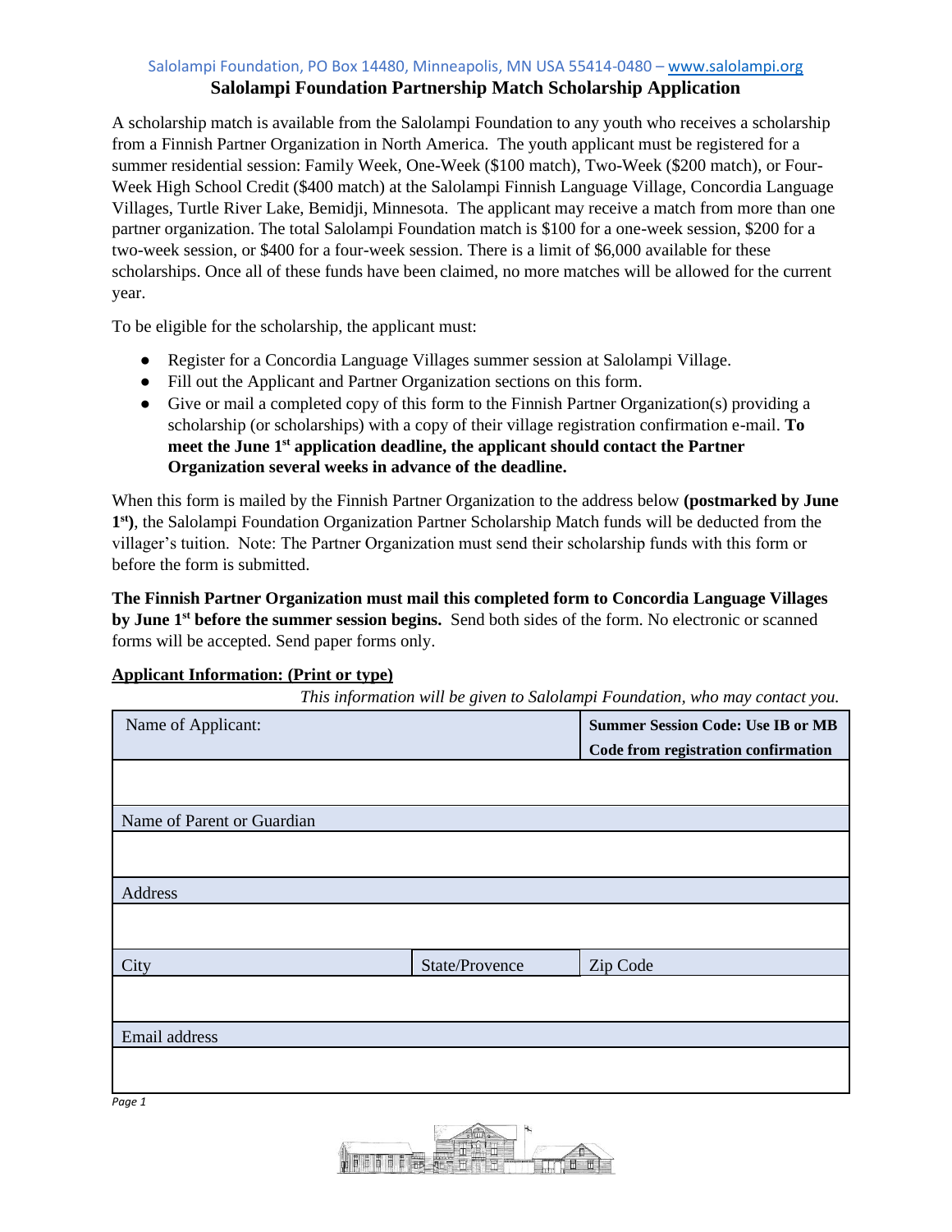Salolampi Foundation, PO Box 14480, Minneapolis, MN USA 55414-0480 – www.salolampi.org

# Salolampi Foundation Partnership Match Scholarship Application

A scholarship match is available from the Salolampi Foundation to any youth who receives a scholarship from a Finnish Partner Organization in North America. The youth applicant must be registered for a summer residential session: Family Week, One-Week ($100 match), Two-Week ($200 match), or Four-Week High School Credit ($400 match) at the Salolampi Finnish Language Village, Concordia Language Villages, Turtle River Lake, Bemidji, Minnesota. The applicant may receive a match from more than one partner organization. The total Salolampi Foundation match is $100 for a one-week session, $200 for a two-week session, or $400 for a four-week session. There is a limit of $6,000 available for these scholarships. Once all of these funds have been claimed, no more matches will be allowed for the current year.

To be eligible for the scholarship, the applicant must:

- Register for a Concordia Language Villages summer session at Salolampi Village.
- Fill out the Applicant and Partner Organization sections on this form.
- Give or mail a completed copy of this form to the Finnish Partner Organization(s) providing a scholarship (or scholarships) with a copy of their village registration confirmation e-mail. **To meet the June 1st application deadline, the applicant should contact the Partner Organization several weeks in advance of the deadline.**

When this form is mailed by the Finnish Partner Organization to the address below **(postmarked by June 1st)**, the Salolampi Foundation Organization Partner Scholarship Match funds will be deducted from the villager's tuition. Note: The Partner Organization must send their scholarship funds with this form or before the form is submitted.

**The Finnish Partner Organization must mail this completed form to Concordia Language Villages by June 1st before the summer session begins.** Send both sides of the form. No electronic or scanned forms will be accepted. Send paper forms only.

**<u>Applicant Information: (Print or type)</u>**

*This information will be given to Salolampi Foundation, who may contact you.*

| Name of Applicant: | | **Summer Session Code: Use IB or MB Code from registration confirmation** |
|---|---|---|
| | | |
| Name of Parent or Guardian | | |
| | | |
| Address | | |
| | | |
| City | State/Provence | Zip Code |
| | | |
| Email address | | |
| | | |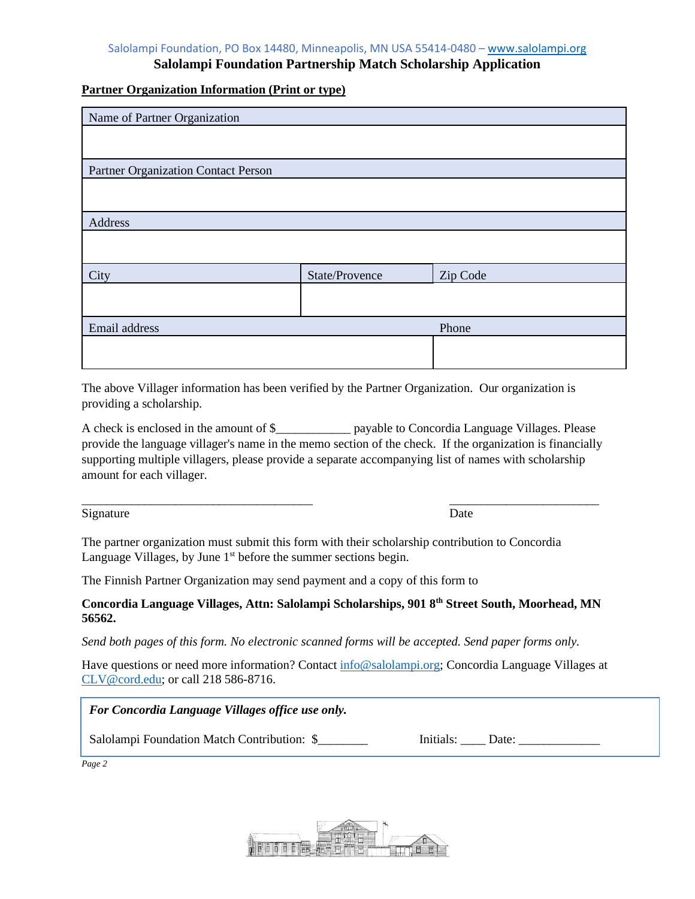Salolampi Foundation, PO Box 14480, Minneapolis, MN USA 55414-0480 – www.salolampi.org

## Salolampi Foundation Partnership Match Scholarship Application

**Partner Organization Information (Print or type)**

| Name of Partner Organization | | |
|---|---|---|
| | | |
| Partner Organization Contact Person | | |
| | | |
| Address | | |
| | | |
| City | State/Provence | Zip Code |
| | | |
| Email address | | Phone |
| | | |

The above Villager information has been verified by the Partner Organization. Our organization is providing a scholarship.

A check is enclosed in the amount of $____________ payable to Concordia Language Villages. Please provide the language villager's name in the memo section of the check. If the organization is financially supporting multiple villagers, please provide a separate accompanying list of names with scholarship amount for each villager.

______________________________________ ________________________

Signature Date

The partner organization must submit this form with their scholarship contribution to Concordia Language Villages, by June 1st before the summer sections begin.

The Finnish Partner Organization may send payment and a copy of this form to

**Concordia Language Villages, Attn: Salolampi Scholarships, 901 8th Street South, Moorhead, MN 56562.**

*Send both pages of this form. No electronic scanned forms will be accepted. Send paper forms only.*

Have questions or need more information? Contact info@salolampi.org; Concordia Language Villages at CLV@cord.edu; or call 218 586-8716.

***For Concordia Language Villages office use only.***

Salolampi Foundation Match Contribution: $________ Initials: ____ Date: _____________